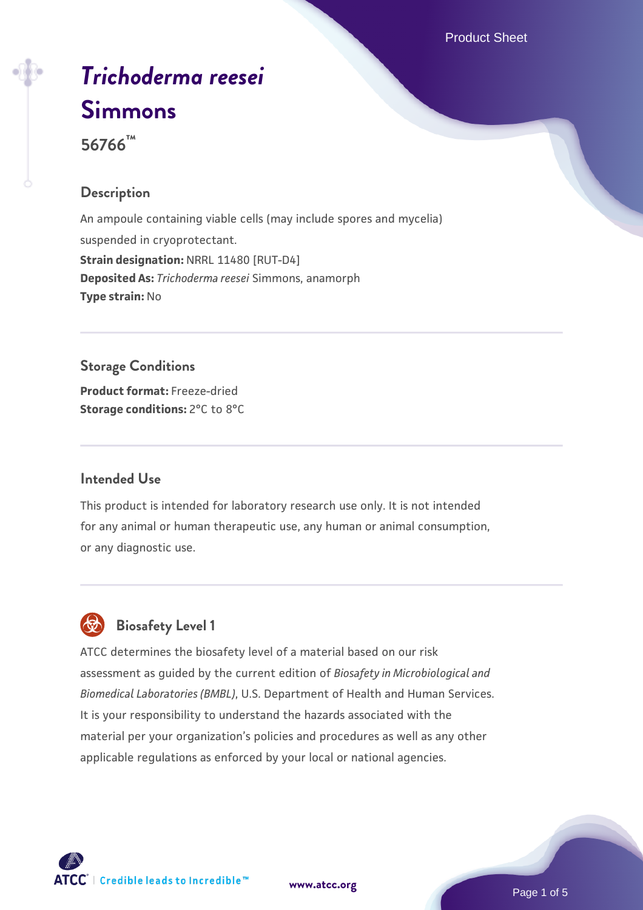# *Trichoderma reesei* Simmons

**56766™**

## Description

An ampoule containing viable cells (may include spores and mycelia) suspended in cryoprotectant.

**Strain designation:** NRRL 11480 [RUT-D4]

**Deposited As:** *Trichoderma reesei* Simmons, anamorph

**Type strain:** No

## Storage Conditions

**Product format:** Freeze-dried

**Storage conditions:** 2°C to 8°C

## Intended Use

This product is intended for laboratory research use only. It is not intended for any animal or human therapeutic use, any human or animal consumption, or any diagnostic use.

## Biosafety Level 1

ATCC determines the biosafety level of a material based on our risk assessment as guided by the current edition of *Biosafety in Microbiological and Biomedical Laboratories (BMBL)*, U.S. Department of Health and Human Services. It is your responsibility to understand the hazards associated with the material per your organization's policies and procedures as well as any other applicable regulations as enforced by your local or national agencies.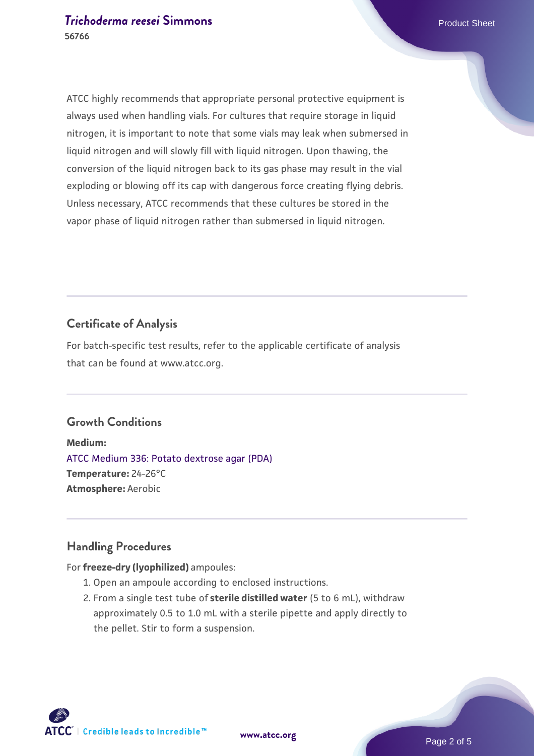ATCC highly recommends that appropriate personal protective equipment is always used when handling vials. For cultures that require storage in liquid nitrogen, it is important to note that some vials may leak when submersed in liquid nitrogen and will slowly fill with liquid nitrogen. Upon thawing, the conversion of the liquid nitrogen back to its gas phase may result in the vial exploding or blowing off its cap with dangerous force creating flying debris. Unless necessary, ATCC recommends that these cultures be stored in the vapor phase of liquid nitrogen rather than submersed in liquid nitrogen.

## Certificate of Analysis

For batch-specific test results, refer to the applicable certificate of analysis that can be found at www.atcc.org.

## Growth Conditions

**Medium:**
ATCC Medium 336: Potato dextrose agar (PDA)
**Temperature:** 24-26°C
**Atmosphere:** Aerobic

## Handling Procedures

For **freeze-dry (lyophilized)** ampoules:

1. Open an ampoule according to enclosed instructions.
2. From a single test tube of **sterile distilled water** (5 to 6 mL), withdraw approximately 0.5 to 1.0 mL with a sterile pipette and apply directly to the pellet. Stir to form a suspension.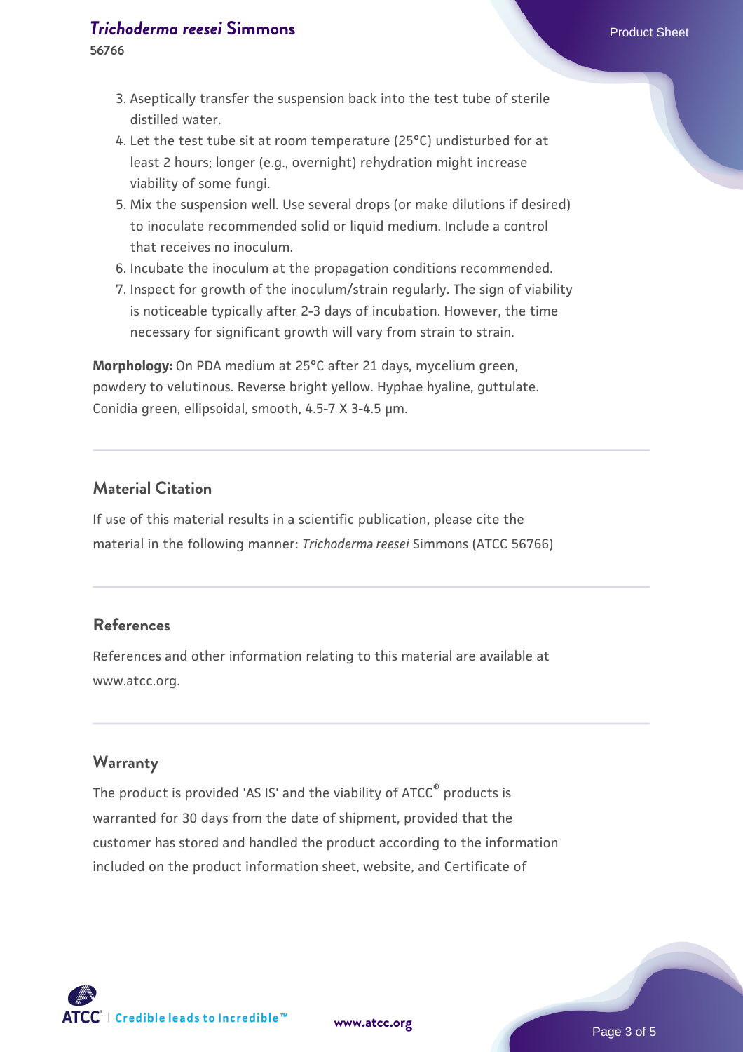3. Aseptically transfer the suspension back into the test tube of sterile distilled water.
4. Let the test tube sit at room temperature (25°C) undisturbed for at least 2 hours; longer (e.g., overnight) rehydration might increase viability of some fungi.
5. Mix the suspension well. Use several drops (or make dilutions if desired) to inoculate recommended solid or liquid medium. Include a control that receives no inoculum.
6. Incubate the inoculum at the propagation conditions recommended.
7. Inspect for growth of the inoculum/strain regularly. The sign of viability is noticeable typically after 2-3 days of incubation. However, the time necessary for significant growth will vary from strain to strain.

**Morphology:** On PDA medium at 25°C after 21 days, mycelium green, powdery to velutinous. Reverse bright yellow. Hyphae hyaline, guttulate. Conidia green, ellipsoidal, smooth, 4.5-7 X 3-4.5 µm.

## Material Citation

If use of this material results in a scientific publication, please cite the material in the following manner: *Trichoderma reesei* Simmons (ATCC 56766)

## References

References and other information relating to this material are available at www.atcc.org.

## Warranty

The product is provided 'AS IS' and the viability of ATCC® products is warranted for 30 days from the date of shipment, provided that the customer has stored and handled the product according to the information included on the product information sheet, website, and Certificate of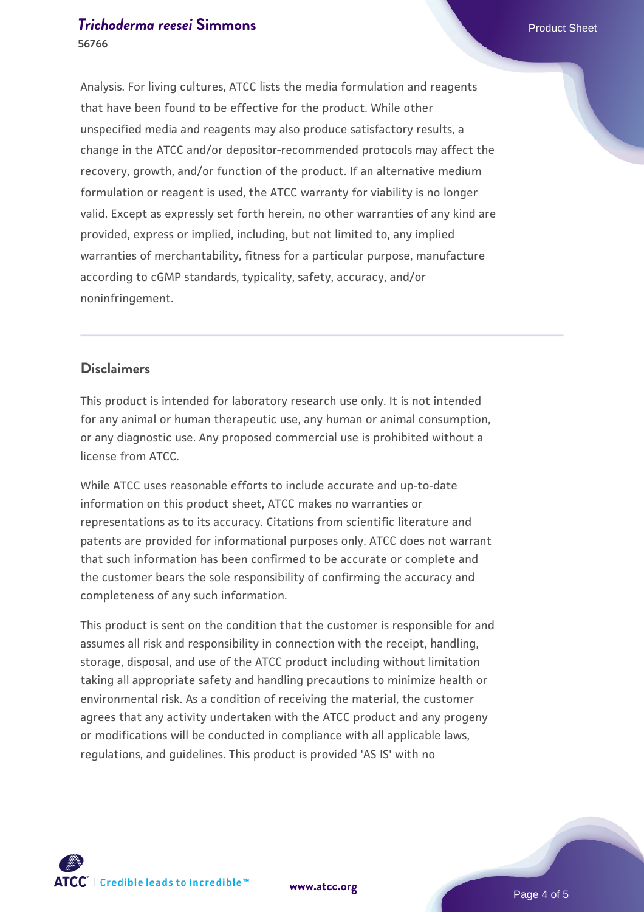Analysis. For living cultures, ATCC lists the media formulation and reagents that have been found to be effective for the product. While other unspecified media and reagents may also produce satisfactory results, a change in the ATCC and/or depositor-recommended protocols may affect the recovery, growth, and/or function of the product. If an alternative medium formulation or reagent is used, the ATCC warranty for viability is no longer valid. Except as expressly set forth herein, no other warranties of any kind are provided, express or implied, including, but not limited to, any implied warranties of merchantability, fitness for a particular purpose, manufacture according to cGMP standards, typicality, safety, accuracy, and/or noninfringement.

## Disclaimers

This product is intended for laboratory research use only. It is not intended for any animal or human therapeutic use, any human or animal consumption, or any diagnostic use. Any proposed commercial use is prohibited without a license from ATCC.

While ATCC uses reasonable efforts to include accurate and up-to-date information on this product sheet, ATCC makes no warranties or representations as to its accuracy. Citations from scientific literature and patents are provided for informational purposes only. ATCC does not warrant that such information has been confirmed to be accurate or complete and the customer bears the sole responsibility of confirming the accuracy and completeness of any such information.

This product is sent on the condition that the customer is responsible for and assumes all risk and responsibility in connection with the receipt, handling, storage, disposal, and use of the ATCC product including without limitation taking all appropriate safety and handling precautions to minimize health or environmental risk. As a condition of receiving the material, the customer agrees that any activity undertaken with the ATCC product and any progeny or modifications will be conducted in compliance with all applicable laws, regulations, and guidelines. This product is provided 'AS IS' with no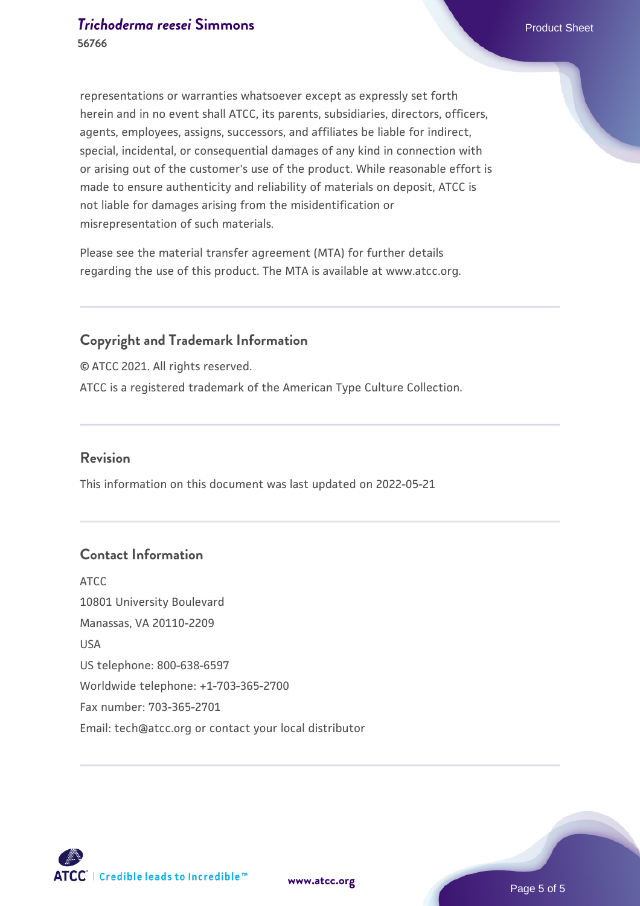representations or warranties whatsoever except as expressly set forth herein and in no event shall ATCC, its parents, subsidiaries, directors, officers, agents, employees, assigns, successors, and affiliates be liable for indirect, special, incidental, or consequential damages of any kind in connection with or arising out of the customer's use of the product. While reasonable effort is made to ensure authenticity and reliability of materials on deposit, ATCC is not liable for damages arising from the misidentification or misrepresentation of such materials.

Please see the material transfer agreement (MTA) for further details regarding the use of this product. The MTA is available at www.atcc.org.

## Copyright and Trademark Information

© ATCC 2021. All rights reserved.

ATCC is a registered trademark of the American Type Culture Collection.

## Revision

This information on this document was last updated on 2022-05-21

## Contact Information

ATCC
10801 University Boulevard
Manassas, VA 20110-2209
USA
US telephone: 800-638-6597
Worldwide telephone: +1-703-365-2700
Fax number: 703-365-2701
Email: tech@atcc.org or contact your local distributor